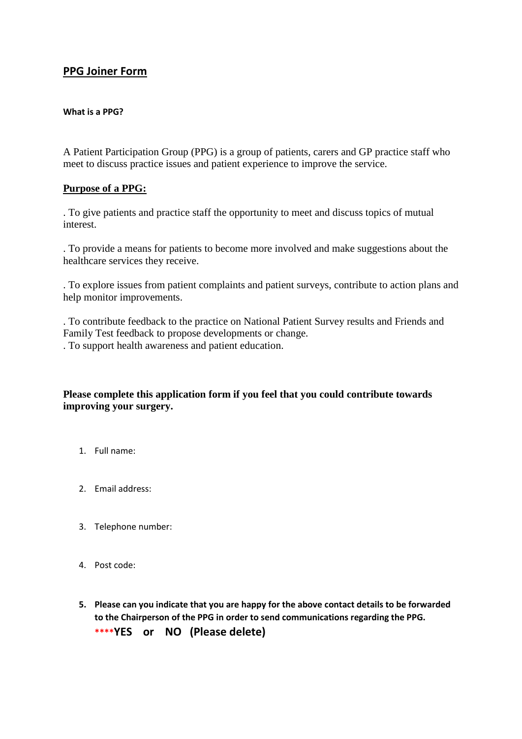## PPG Joiner Form

**What is a PPG?**

A Patient Participation Group (PPG) is a group of patients, carers and GP practice staff who meet to discuss practice issues and patient experience to improve the service.

**Purpose of a PPG:**

. To give patients and practice staff the opportunity to meet and discuss topics of mutual interest.

. To provide a means for patients to become more involved and make suggestions about the healthcare services they receive.

. To explore issues from patient complaints and patient surveys, contribute to action plans and help monitor improvements.

. To contribute feedback to the practice on National Patient Survey results and Friends and Family Test feedback to propose developments or change.
. To support health awareness and patient education.

**Please complete this application form if you feel that you could contribute towards improving your surgery.**

1. Full name:

2. Email address:

3. Telephone number:

4. Post code:

5. **Please can you indicate that you are happy for the above contact details to be forwarded to the Chairperson of the PPG in order to send communications regarding the PPG.**
   ****YES or NO (Please delete)**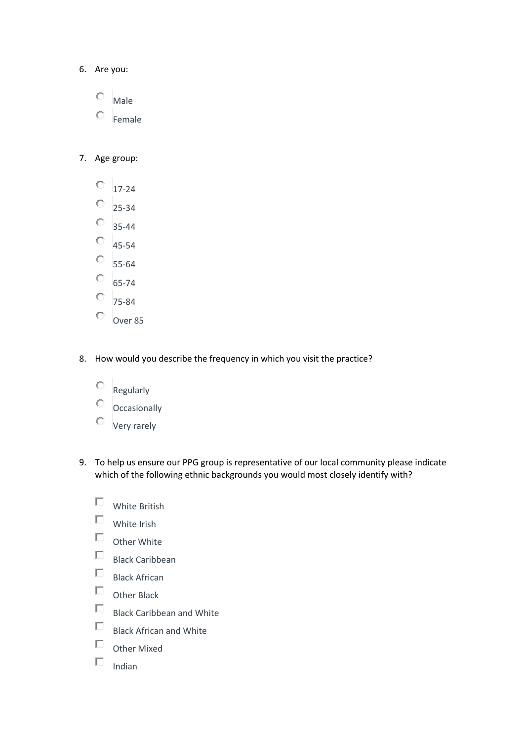6. Are you:

- ○ Male
- ○ Female

7. Age group:

- ○ 17-24
- ○ 25-34
- ○ 35-44
- ○ 45-54
- ○ 55-64
- ○ 65-74
- ○ 75-84
- ○ Over 85

8. How would you describe the frequency in which you visit the practice?

- ○ Regularly
- ○ Occasionally
- ○ Very rarely

9. To help us ensure our PPG group is representative of our local community please indicate which of the following ethnic backgrounds you would most closely identify with?

- ☐ White British
- ☐ White Irish
- ☐ Other White
- ☐ Black Caribbean
- ☐ Black African
- ☐ Other Black
- ☐ Black Caribbean and White
- ☐ Black African and White
- ☐ Other Mixed
- ☐ Indian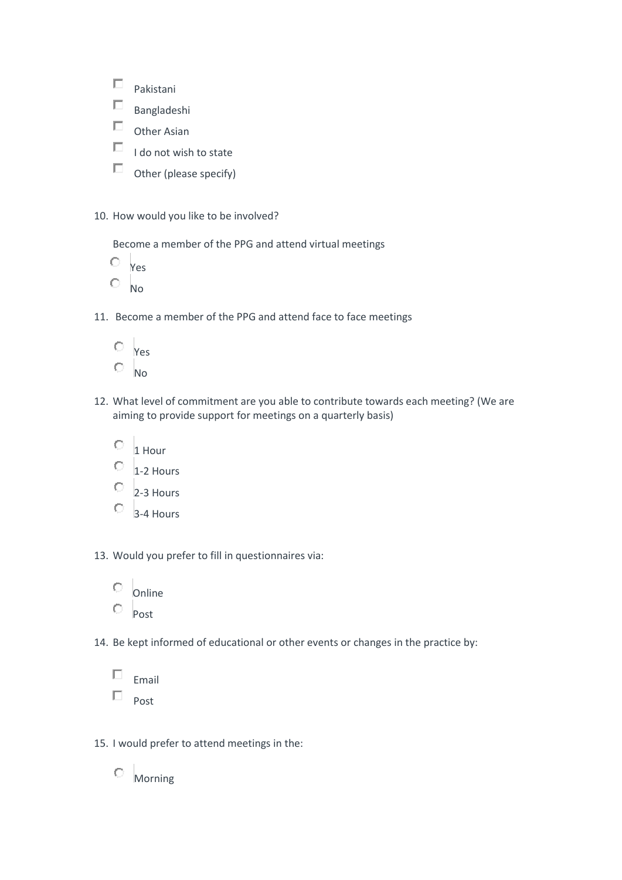- ☐ Pakistani
- ☐ Bangladeshi
- ☐ Other Asian
- ☐ I do not wish to state
- ☐ Other (please specify)

10. How would you like to be involved?

    Become a member of the PPG and attend virtual meetings

    - ○ Yes
    - ○ No

11. Become a member of the PPG and attend face to face meetings

    - ○ Yes
    - ○ No

12. What level of commitment are you able to contribute towards each meeting? (We are aiming to provide support for meetings on a quarterly basis)

    - ○ 1 Hour
    - ○ 1-2 Hours
    - ○ 2-3 Hours
    - ○ 3-4 Hours

13. Would you prefer to fill in questionnaires via:

    - ○ Online
    - ○ Post

14. Be kept informed of educational or other events or changes in the practice by:

    - ☐ Email
    - ☐ Post

15. I would prefer to attend meetings in the:

    - ○ Morning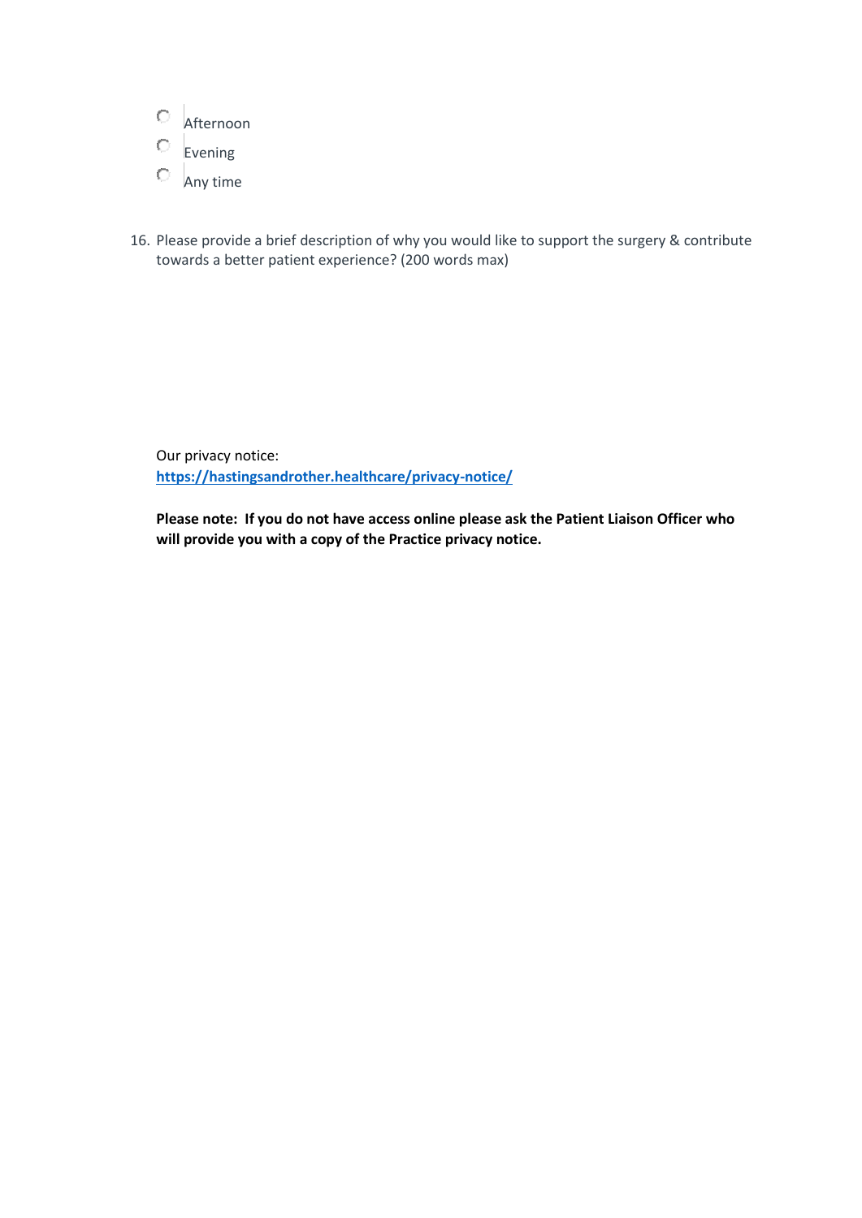- ○ Afternoon
- ○ Evening
- ○ Any time

16. Please provide a brief description of why you would like to support the surgery & contribute towards a better patient experience? (200 words max)

Our privacy notice:
**https://hastingsandrother.healthcare/privacy-notice/**

**Please note: If you do not have access online please ask the Patient Liaison Officer who will provide you with a copy of the Practice privacy notice.**